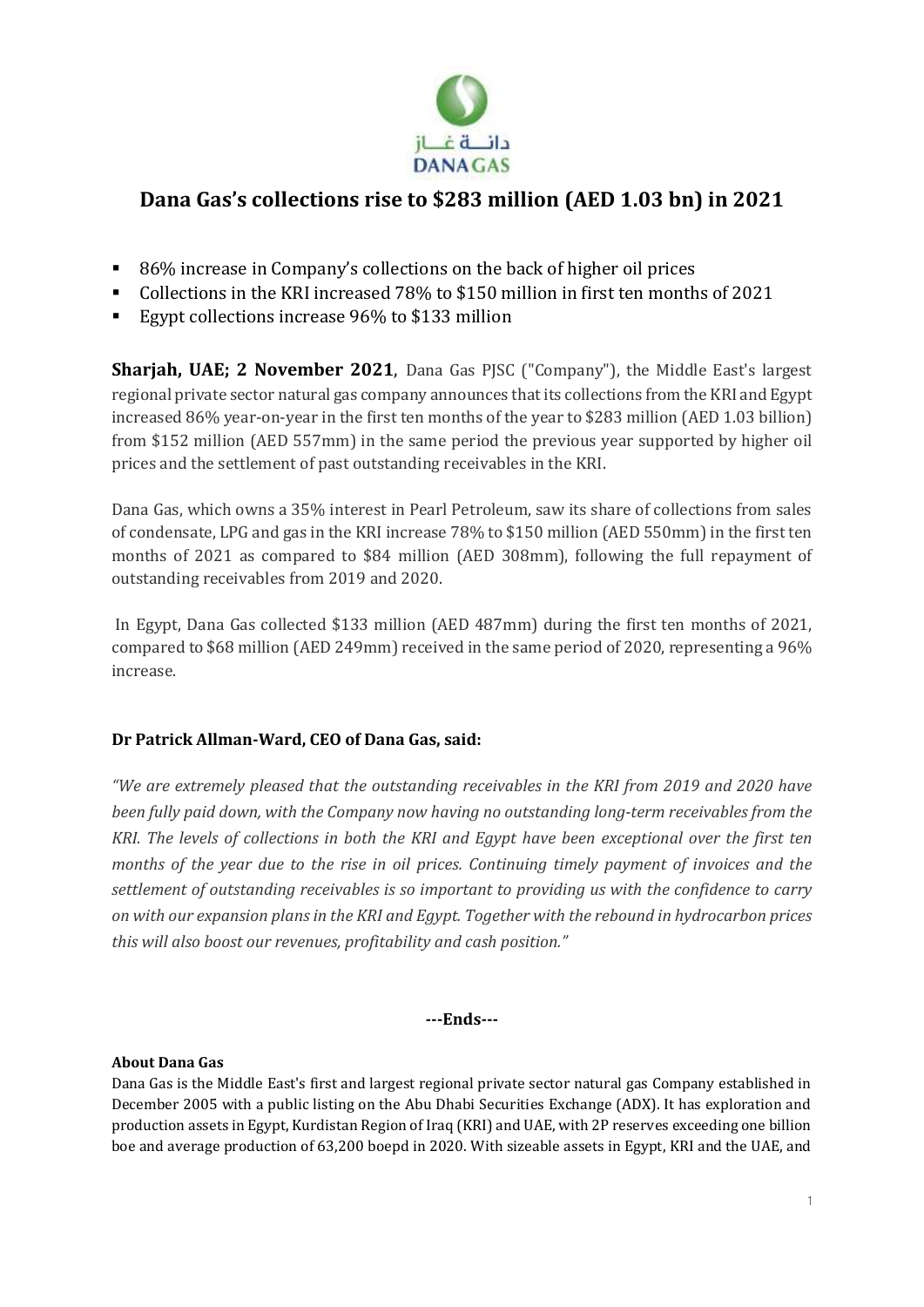# Dana Gas's collections rise to $283 million (AED 1.03 bn) in 2021

- 86% increase in Company's collections on the back of higher oil prices
- Collections in the KRI increased 78% to $150 million in first ten months of 2021
- Egypt collections increase 96% to $133 million

**Sharjah, UAE; 2 November 2021**, Dana Gas PJSC ("Company"), the Middle East's largest regional private sector natural gas company announces that its collections from the KRI and Egypt increased 86% year-on-year in the first ten months of the year to $283 million (AED 1.03 billion) from $152 million (AED 557mm) in the same period the previous year supported by higher oil prices and the settlement of past outstanding receivables in the KRI.

Dana Gas, which owns a 35% interest in Pearl Petroleum, saw its share of collections from sales of condensate, LPG and gas in the KRI increase 78% to $150 million (AED 550mm) in the first ten months of 2021 as compared to $84 million (AED 308mm), following the full repayment of outstanding receivables from 2019 and 2020.

In Egypt, Dana Gas collected $133 million (AED 487mm) during the first ten months of 2021, compared to $68 million (AED 249mm) received in the same period of 2020, representing a 96% increase.

**Dr Patrick Allman-Ward, CEO of Dana Gas, said:**

*"We are extremely pleased that the outstanding receivables in the KRI from 2019 and 2020 have been fully paid down, with the Company now having no outstanding long-term receivables from the KRI. The levels of collections in both the KRI and Egypt have been exceptional over the first ten months of the year due to the rise in oil prices. Continuing timely payment of invoices and the settlement of outstanding receivables is so important to providing us with the confidence to carry on with our expansion plans in the KRI and Egypt. Together with the rebound in hydrocarbon prices this will also boost our revenues, profitability and cash position."*

**---Ends---**

**About Dana Gas**

Dana Gas is the Middle East's first and largest regional private sector natural gas Company established in December 2005 with a public listing on the Abu Dhabi Securities Exchange (ADX). It has exploration and production assets in Egypt, Kurdistan Region of Iraq (KRI) and UAE, with 2P reserves exceeding one billion boe and average production of 63,200 boepd in 2020. With sizeable assets in Egypt, KRI and the UAE, and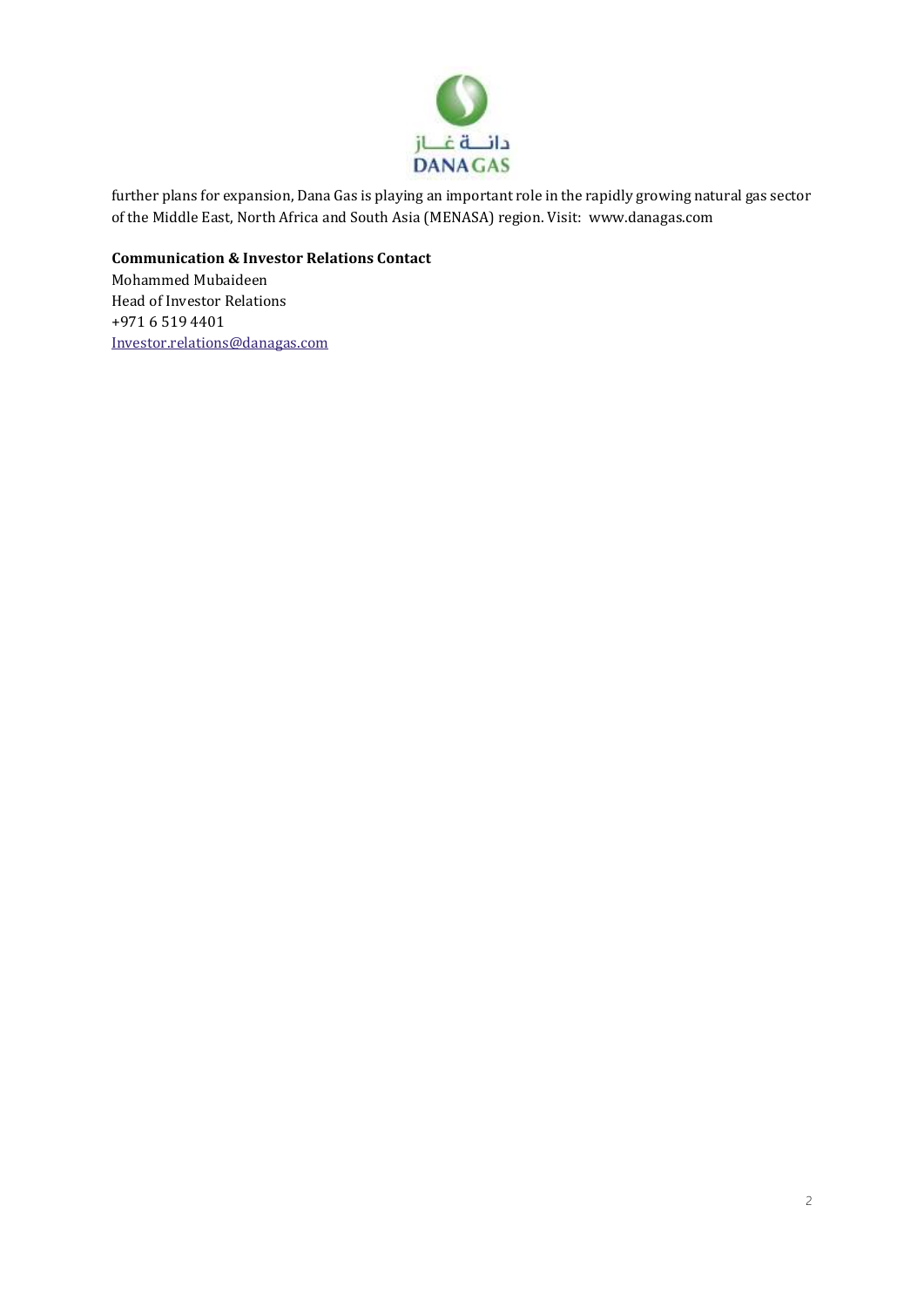further plans for expansion, Dana Gas is playing an important role in the rapidly growing natural gas sector of the Middle East, North Africa and South Asia (MENASA) region. Visit: www.danagas.com

**Communication & Investor Relations Contact**
Mohammed Mubaideen
Head of Investor Relations
+971 6 519 4401
Investor.relations@danagas.com